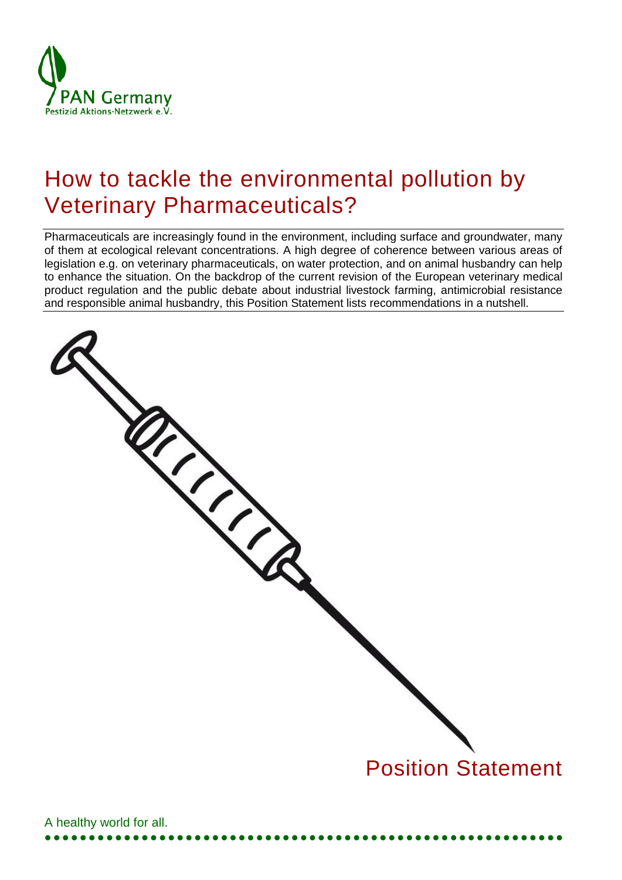PAN Germany
Pestizid Aktions-Netzwerk e.V.

# How to tackle the environmental pollution by Veterinary Pharmaceuticals?

Pharmaceuticals are increasingly found in the environment, including surface and groundwater, many of them at ecological relevant concentrations. A high degree of coherence between various areas of legislation e.g. on veterinary pharmaceuticals, on water protection, and on animal husbandry can help to enhance the situation. On the backdrop of the current revision of the European veterinary medical product regulation and the public debate about industrial livestock farming, antimicrobial resistance and responsible animal husbandry, this Position Statement lists recommendations in a nutshell.

Position Statement

A healthy world for all.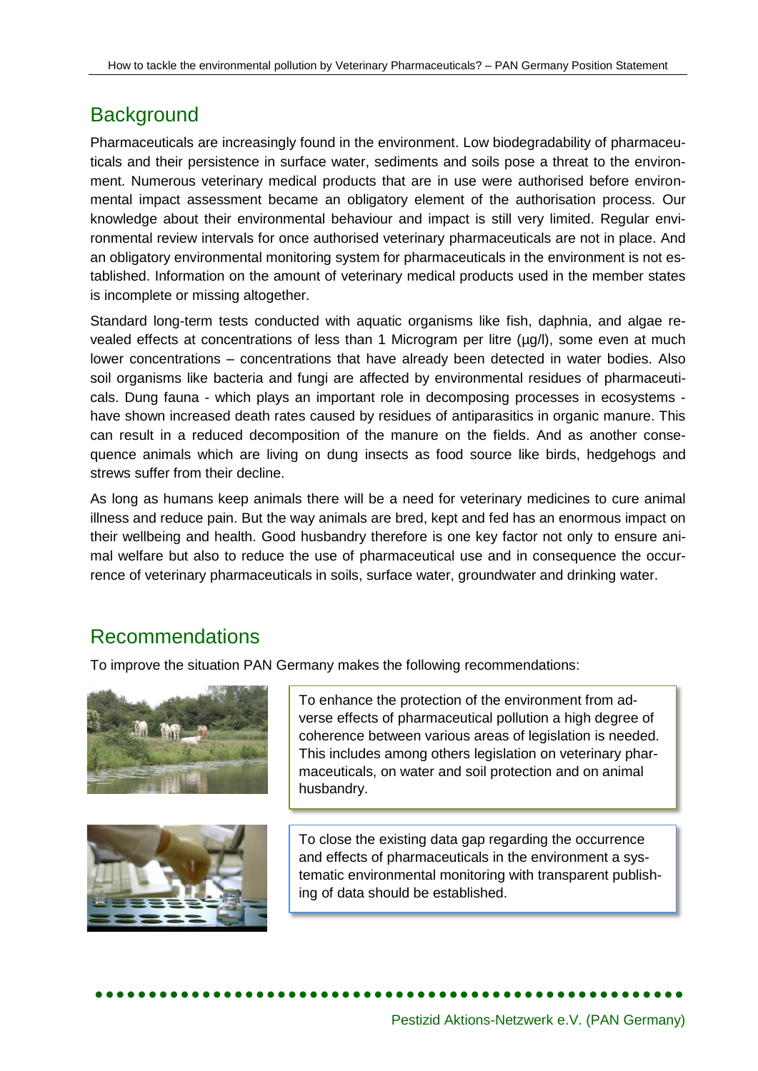## Background

Pharmaceuticals are increasingly found in the environment. Low biodegradability of pharmaceuticals and their persistence in surface water, sediments and soils pose a threat to the environment. Numerous veterinary medical products that are in use were authorised before environmental impact assessment became an obligatory element of the authorisation process. Our knowledge about their environmental behaviour and impact is still very limited. Regular environmental review intervals for once authorised veterinary pharmaceuticals are not in place. And an obligatory environmental monitoring system for pharmaceuticals in the environment is not established. Information on the amount of veterinary medical products used in the member states is incomplete or missing altogether.

Standard long-term tests conducted with aquatic organisms like fish, daphnia, and algae revealed effects at concentrations of less than 1 Microgram per litre (µg/l), some even at much lower concentrations – concentrations that have already been detected in water bodies. Also soil organisms like bacteria and fungi are affected by environmental residues of pharmaceuticals. Dung fauna - which plays an important role in decomposing processes in ecosystems - have shown increased death rates caused by residues of antiparasitics in organic manure. This can result in a reduced decomposition of the manure on the fields. And as another consequence animals which are living on dung insects as food source like birds, hedgehogs and strews suffer from their decline.

As long as humans keep animals there will be a need for veterinary medicines to cure animal illness and reduce pain. But the way animals are bred, kept and fed has an enormous impact on their wellbeing and health. Good husbandry therefore is one key factor not only to ensure animal welfare but also to reduce the use of pharmaceutical use and in consequence the occurrence of veterinary pharmaceuticals in soils, surface water, groundwater and drinking water.

## Recommendations

To improve the situation PAN Germany makes the following recommendations:

To enhance the protection of the environment from adverse effects of pharmaceutical pollution a high degree of coherence between various areas of legislation is needed. This includes among others legislation on veterinary pharmaceuticals, on water and soil protection and on animal husbandry.

To close the existing data gap regarding the occurrence and effects of pharmaceuticals in the environment a systematic environmental monitoring with transparent publishing of data should be established.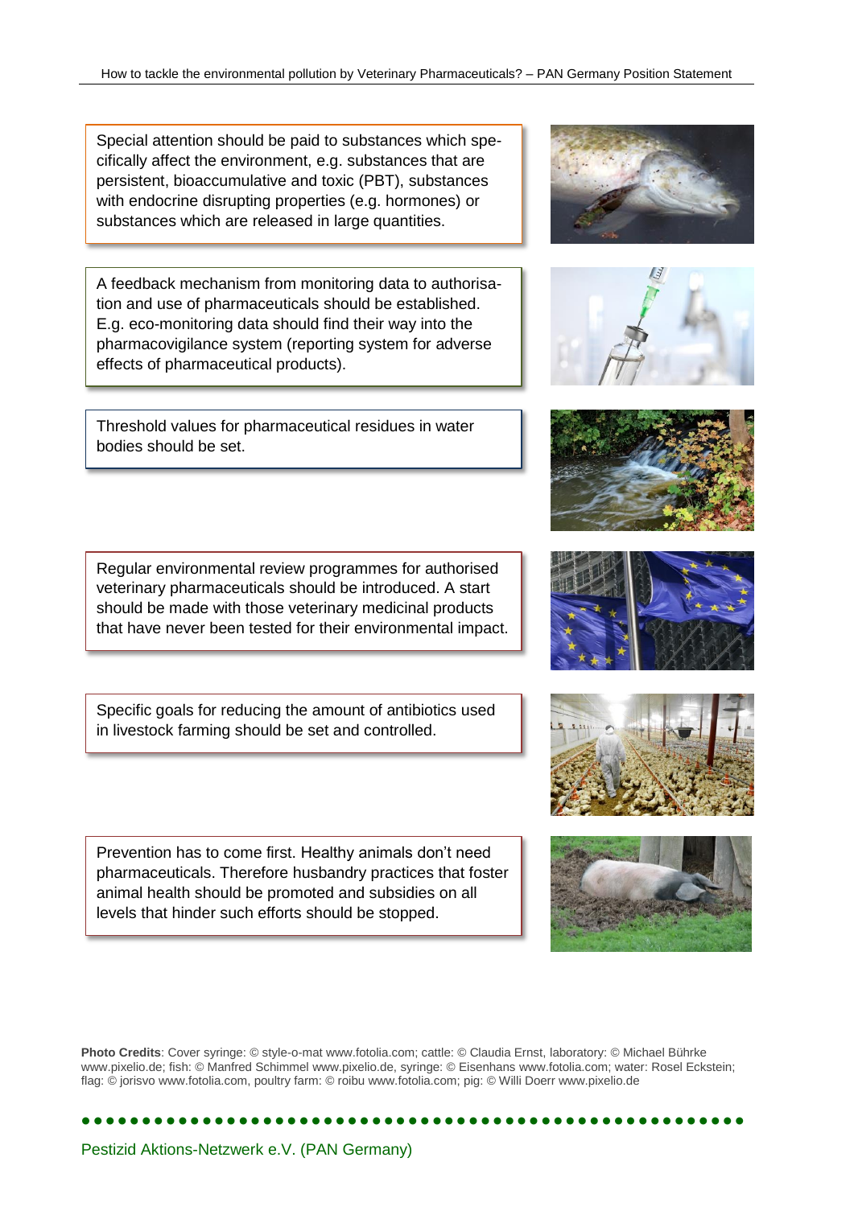Special attention should be paid to substances which specifically affect the environment, e.g. substances that are persistent, bioaccumulative and toxic (PBT), substances with endocrine disrupting properties (e.g. hormones) or substances which are released in large quantities.

A feedback mechanism from monitoring data to authorisation and use of pharmaceuticals should be established. E.g. eco-monitoring data should find their way into the pharmacovigilance system (reporting system for adverse effects of pharmaceutical products).

Threshold values for pharmaceutical residues in water bodies should be set.

Regular environmental review programmes for authorised veterinary pharmaceuticals should be introduced. A start should be made with those veterinary medicinal products that have never been tested for their environmental impact.

Specific goals for reducing the amount of antibiotics used in livestock farming should be set and controlled.

Prevention has to come first. Healthy animals don't need pharmaceuticals. Therefore husbandry practices that foster animal health should be promoted and subsidies on all levels that hinder such efforts should be stopped.

**Photo Credits**: Cover syringe: © style-o-mat www.fotolia.com; cattle: © Claudia Ernst, laboratory: © Michael Bührke www.pixelio.de; fish: © Manfred Schimmel www.pixelio.de, syringe: © Eisenhans www.fotolia.com; water: Rosel Eckstein; flag: © jorisvo www.fotolia.com, poultry farm: © roibu www.fotolia.com; pig: © Willi Doerr www.pixelio.de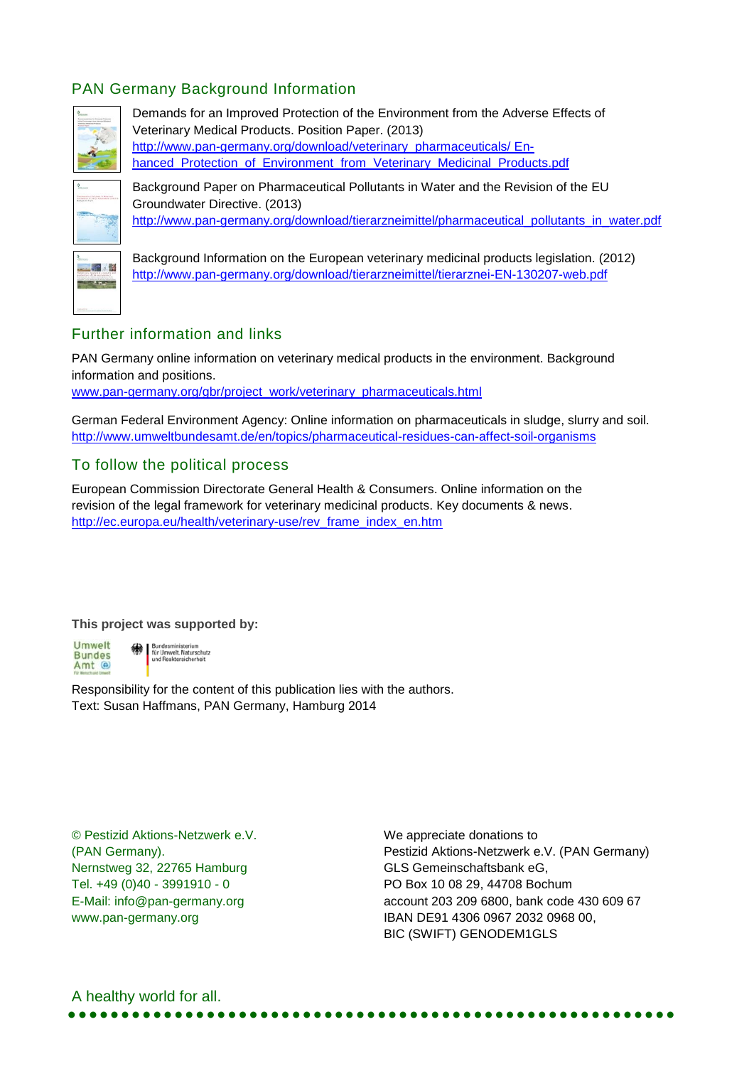## PAN Germany Background Information

Demands for an Improved Protection of the Environment from the Adverse Effects of Veterinary Medical Products. Position Paper. (2013)
http://www.pan-germany.org/download/veterinary_pharmaceuticals/Enhanced_Protection_of_Environment_from_Veterinary_Medicinal_Products.pdf

Background Paper on Pharmaceutical Pollutants in Water and the Revision of the EU Groundwater Directive. (2013)
http://www.pan-germany.org/download/tierarzneimittel/pharmaceutical_pollutants_in_water.pdf

Background Information on the European veterinary medicinal products legislation. (2012)
http://www.pan-germany.org/download/tierarzneimittel/tierarznei-EN-130207-web.pdf

## Further information and links

PAN Germany online information on veterinary medical products in the environment. Background information and positions.
www.pan-germany.org/gbr/project_work/veterinary_pharmaceuticals.html

German Federal Environment Agency: Online information on pharmaceuticals in sludge, slurry and soil.
http://www.umweltbundesamt.de/en/topics/pharmaceutical-residues-can-affect-soil-organisms

## To follow the political process

European Commission Directorate General Health & Consumers. Online information on the revision of the legal framework for veterinary medicinal products. Key documents & news.
http://ec.europa.eu/health/veterinary-use/rev_frame_index_en.htm

**This project was supported by:**

Umwelt Bundes Amt – Für Mensch und Umwelt
Bundesministerium für Umwelt, Naturschutz und Reaktorsicherheit

Responsibility for the content of this publication lies with the authors.
Text: Susan Haffmans, PAN Germany, Hamburg 2014

© Pestizid Aktions-Netzwerk e.V. (PAN Germany).
Nernstweg 32, 22765 Hamburg
Tel. +49 (0)40 - 3991910 - 0
E-Mail: info@pan-germany.org
www.pan-germany.org

We appreciate donations to
Pestizid Aktions-Netzwerk e.V. (PAN Germany)
GLS Gemeinschaftsbank eG,
PO Box 10 08 29, 44708 Bochum
account 203 209 6800, bank code 430 609 67
IBAN DE91 4306 0967 2032 0968 00,
BIC (SWIFT) GENODEM1GLS

A healthy world for all.